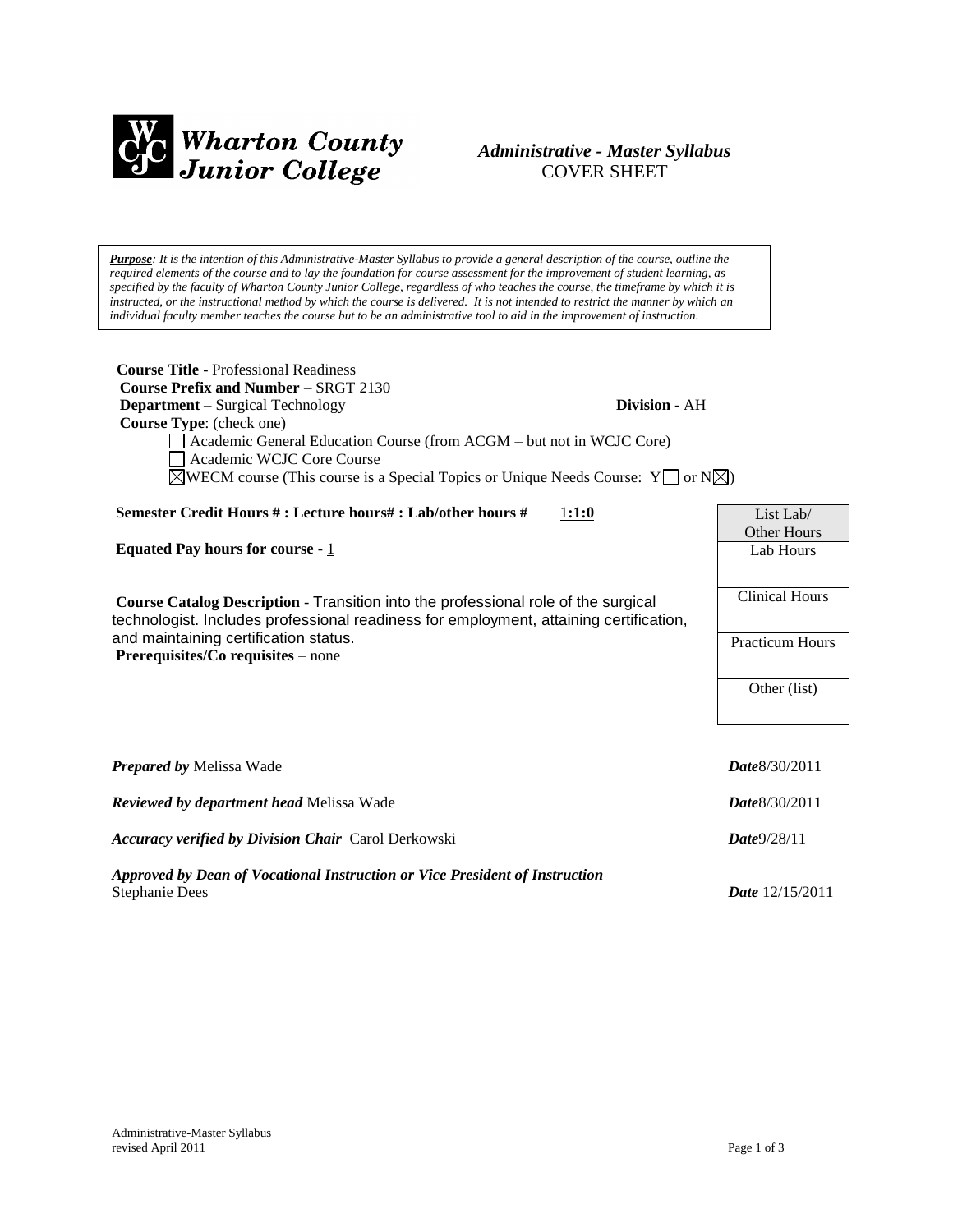**Wharton County Junior College**

***Administrative - Master Syllabus***
COVER SHEET

> ***Purpose****: It is the intention of this Administrative-Master Syllabus to provide a general description of the course, outline the required elements of the course and to lay the foundation for course assessment for the improvement of student learning, as specified by the faculty of Wharton County Junior College, regardless of who teaches the course, the timeframe by which it is instructed, or the instructional method by which the course is delivered. It is not intended to restrict the manner by which an individual faculty member teaches the course but to be an administrative tool to aid in the improvement of instruction.*

**Course Title** - Professional Readiness
**Course Prefix and Number** – SRGT 2130
**Department** – Surgical Technology **Division** - AH
**Course Type**: (check one)

- ☐ Academic General Education Course (from ACGM – but not in WCJC Core)
- ☐ Academic WCJC Core Course
- ☒ WECM course (This course is a Special Topics or Unique Needs Course: Y☐ or N☒)

**Semester Credit Hours # : Lecture hours# : Lab/other hours #** 1**:1:0**

**Equated Pay hours for course** - 1

**Course Catalog Description** - Transition into the professional role of the surgical technologist. Includes professional readiness for employment, attaining certification, and maintaining certification status.
**Prerequisites/Co requisites** – none

| List Lab/ Other Hours |
| --- |
| Lab Hours |
| Clinical Hours |
| Practicum Hours |
| Other (list) |

***Prepared by*** Melissa Wade ***Date***8/30/2011

***Reviewed by department head*** Melissa Wade ***Date***8/30/2011

***Accuracy verified by Division Chair*** Carol Derkowski ***Date***9/28/11

***Approved by Dean of Vocational Instruction or Vice President of Instruction***
Stephanie Dees ***Date*** 12/15/2011

Administrative-Master Syllabus
revised April 2011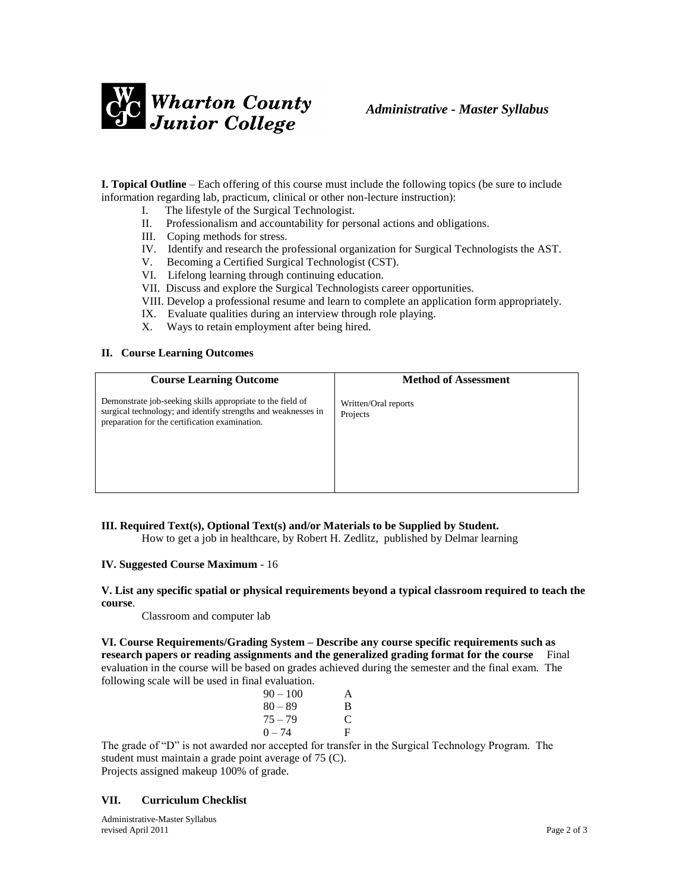**Wharton County Junior College** *Administrative - Master Syllabus*

**I. Topical Outline** – Each offering of this course must include the following topics (be sure to include information regarding lab, practicum, clinical or other non-lecture instruction):

I. The lifestyle of the Surgical Technologist.
II. Professionalism and accountability for personal actions and obligations.
III. Coping methods for stress.
IV. Identify and research the professional organization for Surgical Technologists the AST.
V. Becoming a Certified Surgical Technologist (CST).
VI. Lifelong learning through continuing education.
VII. Discuss and explore the Surgical Technologists career opportunities.
VIII. Develop a professional resume and learn to complete an application form appropriately.
IX. Evaluate qualities during an interview through role playing.
X. Ways to retain employment after being hired.

**II. Course Learning Outcomes**

| Course Learning Outcome | Method of Assessment |
|---|---|
| Demonstrate job-seeking skills appropriate to the field of surgical technology; and identify strengths and weaknesses in preparation for the certification examination. | Written/Oral reports<br>Projects |

**III. Required Text(s), Optional Text(s) and/or Materials to be Supplied by Student.**

How to get a job in healthcare, by Robert H. Zedlitz, published by Delmar learning

**IV. Suggested Course Maximum** - 16

**V. List any specific spatial or physical requirements beyond a typical classroom required to teach the course**.

Classroom and computer lab

**VI. Course Requirements/Grading System – Describe any course specific requirements such as research papers or reading assignments and the generalized grading format for the course** Final evaluation in the course will be based on grades achieved during the semester and the final exam. The following scale will be used in final evaluation.

| | |
|---|---|
| 90 – 100 | A |
| 80 – 89 | B |
| 75 – 79 | C |
| 0 – 74 | F |

The grade of "D" is not awarded nor accepted for transfer in the Surgical Technology Program. The student must maintain a grade point average of 75 (C).
Projects assigned makeup 100% of grade.

**VII. Curriculum Checklist**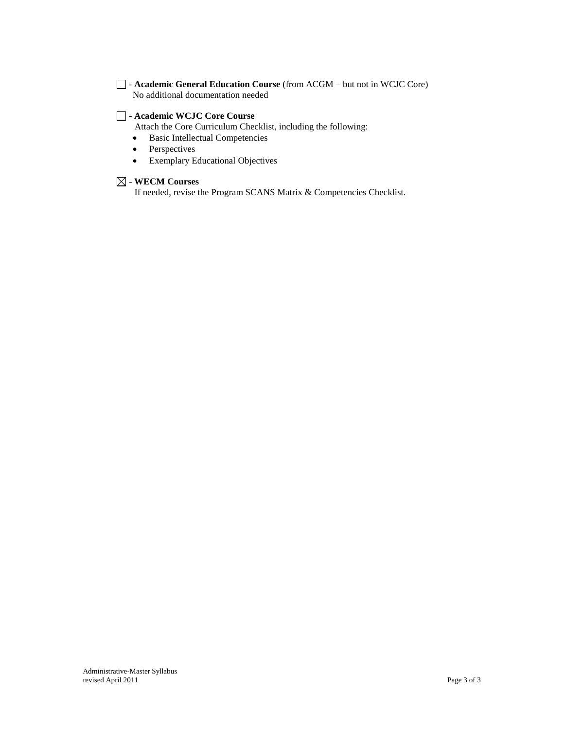☐ - **Academic General Education Course** (from ACGM – but not in WCJC Core)
No additional documentation needed

☐ - **Academic WCJC Core Course**
Attach the Core Curriculum Checklist, including the following:

- Basic Intellectual Competencies
- Perspectives
- Exemplary Educational Objectives

☒ - **WECM Courses**
If needed, revise the Program SCANS Matrix & Competencies Checklist.